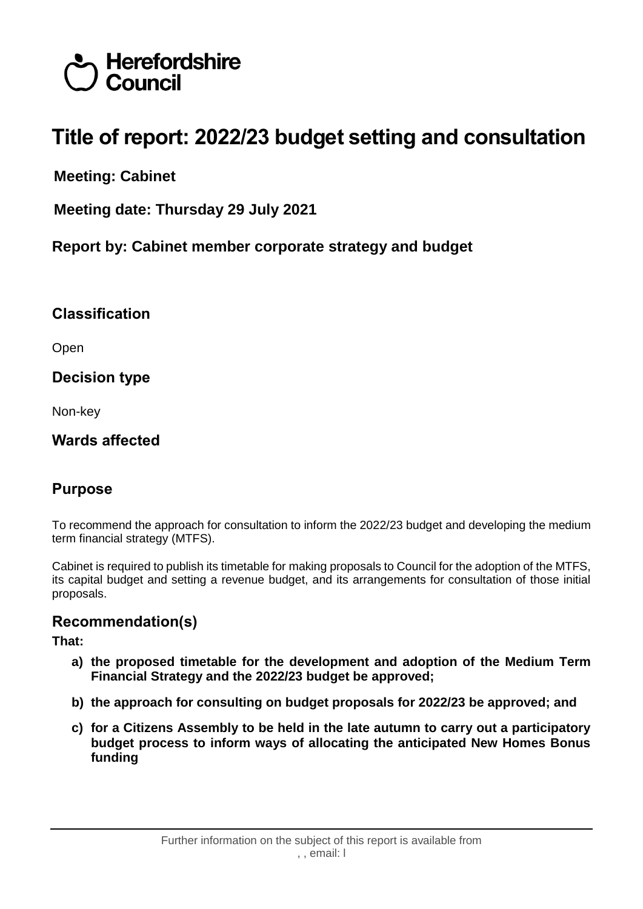Herefordshire Council

# Title of report: 2022/23 budget setting and consultation

**Meeting: Cabinet**

**Meeting date: Thursday 29 July 2021**

**Report by: Cabinet member corporate strategy and budget**

## Classification

Open

## Decision type

Non-key

## Wards affected

## Purpose

To recommend the approach for consultation to inform the 2022/23 budget and developing the medium term financial strategy (MTFS).

Cabinet is required to publish its timetable for making proposals to Council for the adoption of the MTFS, its capital budget and setting a revenue budget, and its arrangements for consultation of those initial proposals.

## Recommendation(s)

**That:**

- **a) the proposed timetable for the development and adoption of the Medium Term Financial Strategy and the 2022/23 budget be approved;**
- **b) the approach for consulting on budget proposals for 2022/23 be approved; and**
- **c) for a Citizens Assembly to be held in the late autumn to carry out a participatory budget process to inform ways of allocating the anticipated New Homes Bonus funding**

Further information on the subject of this report is available from
, , email: l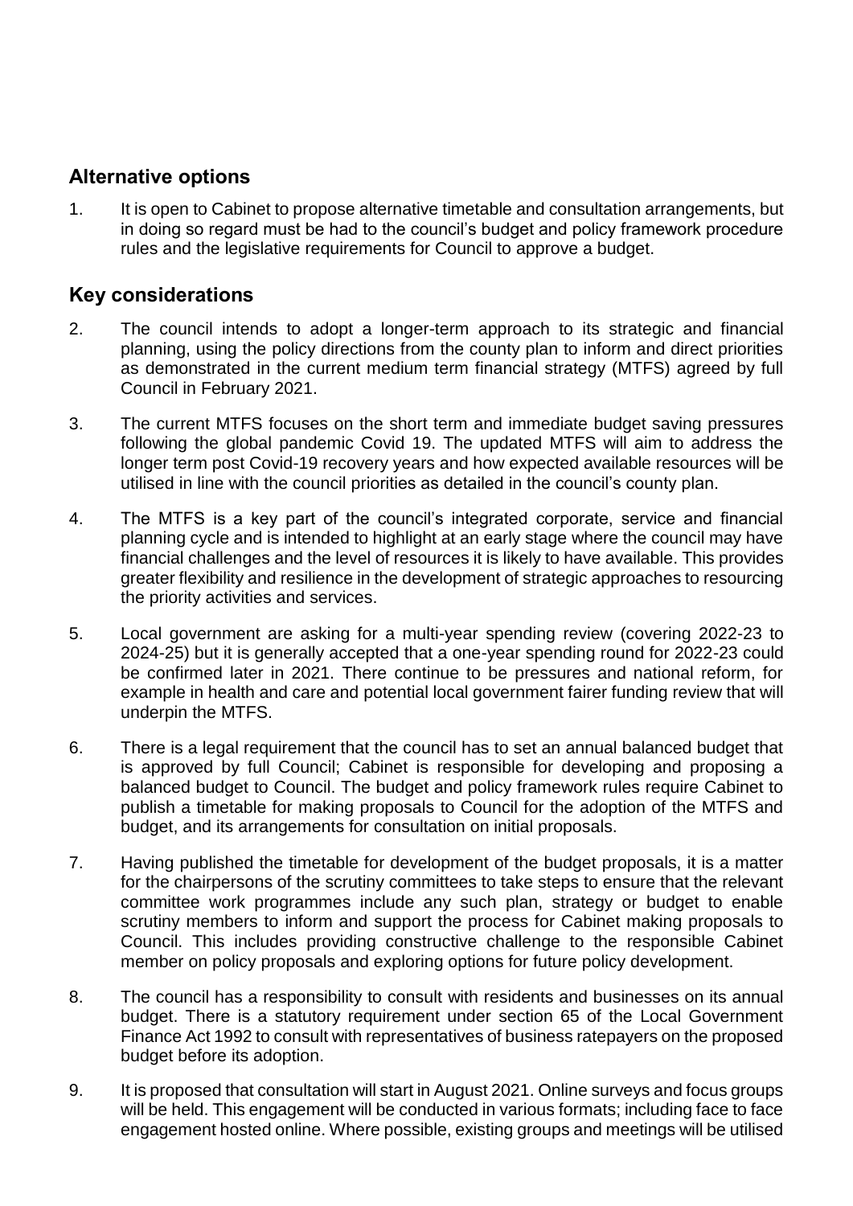## Alternative options

1. It is open to Cabinet to propose alternative timetable and consultation arrangements, but in doing so regard must be had to the council's budget and policy framework procedure rules and the legislative requirements for Council to approve a budget.

## Key considerations

2. The council intends to adopt a longer-term approach to its strategic and financial planning, using the policy directions from the county plan to inform and direct priorities as demonstrated in the current medium term financial strategy (MTFS) agreed by full Council in February 2021.

3. The current MTFS focuses on the short term and immediate budget saving pressures following the global pandemic Covid 19. The updated MTFS will aim to address the longer term post Covid-19 recovery years and how expected available resources will be utilised in line with the council priorities as detailed in the council's county plan.

4. The MTFS is a key part of the council's integrated corporate, service and financial planning cycle and is intended to highlight at an early stage where the council may have financial challenges and the level of resources it is likely to have available. This provides greater flexibility and resilience in the development of strategic approaches to resourcing the priority activities and services.

5. Local government are asking for a multi-year spending review (covering 2022-23 to 2024-25) but it is generally accepted that a one-year spending round for 2022-23 could be confirmed later in 2021. There continue to be pressures and national reform, for example in health and care and potential local government fairer funding review that will underpin the MTFS.

6. There is a legal requirement that the council has to set an annual balanced budget that is approved by full Council; Cabinet is responsible for developing and proposing a balanced budget to Council. The budget and policy framework rules require Cabinet to publish a timetable for making proposals to Council for the adoption of the MTFS and budget, and its arrangements for consultation on initial proposals.

7. Having published the timetable for development of the budget proposals, it is a matter for the chairpersons of the scrutiny committees to take steps to ensure that the relevant committee work programmes include any such plan, strategy or budget to enable scrutiny members to inform and support the process for Cabinet making proposals to Council. This includes providing constructive challenge to the responsible Cabinet member on policy proposals and exploring options for future policy development.

8. The council has a responsibility to consult with residents and businesses on its annual budget. There is a statutory requirement under section 65 of the Local Government Finance Act 1992 to consult with representatives of business ratepayers on the proposed budget before its adoption.

9. It is proposed that consultation will start in August 2021. Online surveys and focus groups will be held. This engagement will be conducted in various formats; including face to face engagement hosted online. Where possible, existing groups and meetings will be utilised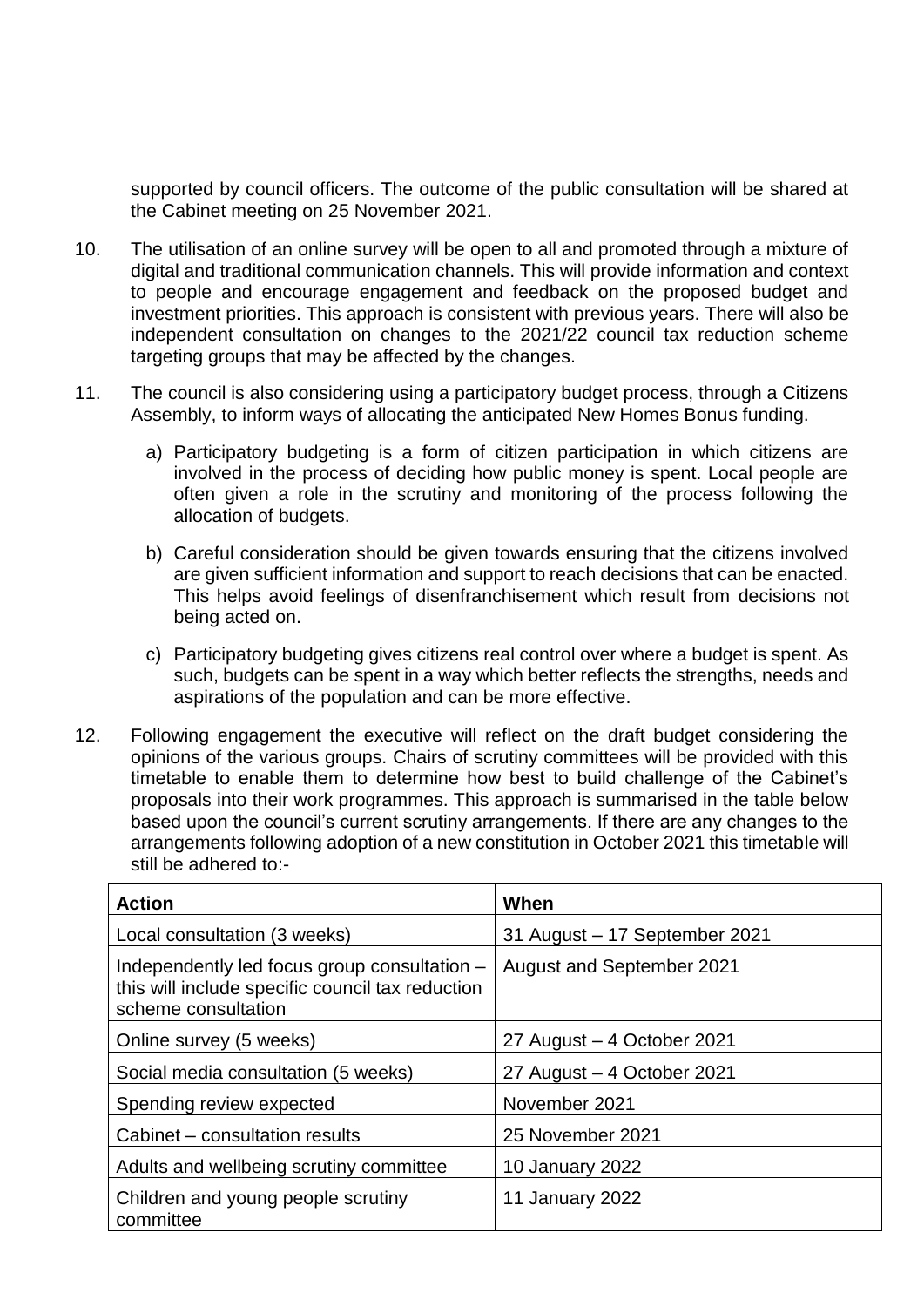supported by council officers. The outcome of the public consultation will be shared at the Cabinet meeting on 25 November 2021.

10. The utilisation of an online survey will be open to all and promoted through a mixture of digital and traditional communication channels. This will provide information and context to people and encourage engagement and feedback on the proposed budget and investment priorities. This approach is consistent with previous years. There will also be independent consultation on changes to the 2021/22 council tax reduction scheme targeting groups that may be affected by the changes.

11. The council is also considering using a participatory budget process, through a Citizens Assembly, to inform ways of allocating the anticipated New Homes Bonus funding.

    a) Participatory budgeting is a form of citizen participation in which citizens are involved in the process of deciding how public money is spent. Local people are often given a role in the scrutiny and monitoring of the process following the allocation of budgets.

    b) Careful consideration should be given towards ensuring that the citizens involved are given sufficient information and support to reach decisions that can be enacted. This helps avoid feelings of disenfranchisement which result from decisions not being acted on.

    c) Participatory budgeting gives citizens real control over where a budget is spent. As such, budgets can be spent in a way which better reflects the strengths, needs and aspirations of the population and can be more effective.

12. Following engagement the executive will reflect on the draft budget considering the opinions of the various groups. Chairs of scrutiny committees will be provided with this timetable to enable them to determine how best to build challenge of the Cabinet's proposals into their work programmes. This approach is summarised in the table below based upon the council's current scrutiny arrangements. If there are any changes to the arrangements following adoption of a new constitution in October 2021 this timetable will still be adhered to:-

| Action | When |
|---|---|
| Local consultation (3 weeks) | 31 August – 17 September 2021 |
| Independently led focus group consultation – this will include specific council tax reduction scheme consultation | August and September 2021 |
| Online survey (5 weeks) | 27 August – 4 October 2021 |
| Social media consultation (5 weeks) | 27 August – 4 October 2021 |
| Spending review expected | November 2021 |
| Cabinet – consultation results | 25 November 2021 |
| Adults and wellbeing scrutiny committee | 10 January 2022 |
| Children and young people scrutiny committee | 11 January 2022 |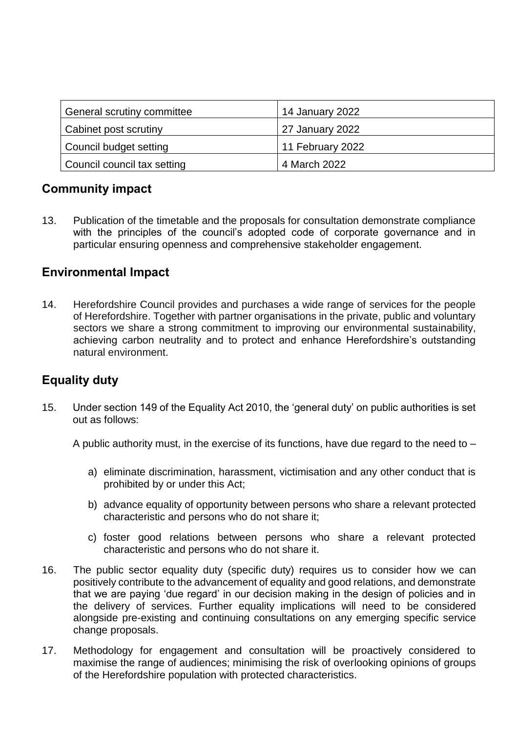| General scrutiny committee | 14 January 2022 |
|---|---|
| Cabinet post scrutiny | 27 January 2022 |
| Council budget setting | 11 February 2022 |
| Council council tax setting | 4 March 2022 |

## Community impact

13. Publication of the timetable and the proposals for consultation demonstrate compliance with the principles of the council's adopted code of corporate governance and in particular ensuring openness and comprehensive stakeholder engagement.

## Environmental Impact

14. Herefordshire Council provides and purchases a wide range of services for the people of Herefordshire. Together with partner organisations in the private, public and voluntary sectors we share a strong commitment to improving our environmental sustainability, achieving carbon neutrality and to protect and enhance Herefordshire's outstanding natural environment.

## Equality duty

15. Under section 149 of the Equality Act 2010, the 'general duty' on public authorities is set out as follows:

    A public authority must, in the exercise of its functions, have due regard to the need to –

    a) eliminate discrimination, harassment, victimisation and any other conduct that is prohibited by or under this Act;

    b) advance equality of opportunity between persons who share a relevant protected characteristic and persons who do not share it;

    c) foster good relations between persons who share a relevant protected characteristic and persons who do not share it.

16. The public sector equality duty (specific duty) requires us to consider how we can positively contribute to the advancement of equality and good relations, and demonstrate that we are paying 'due regard' in our decision making in the design of policies and in the delivery of services. Further equality implications will need to be considered alongside pre-existing and continuing consultations on any emerging specific service change proposals.

17. Methodology for engagement and consultation will be proactively considered to maximise the range of audiences; minimising the risk of overlooking opinions of groups of the Herefordshire population with protected characteristics.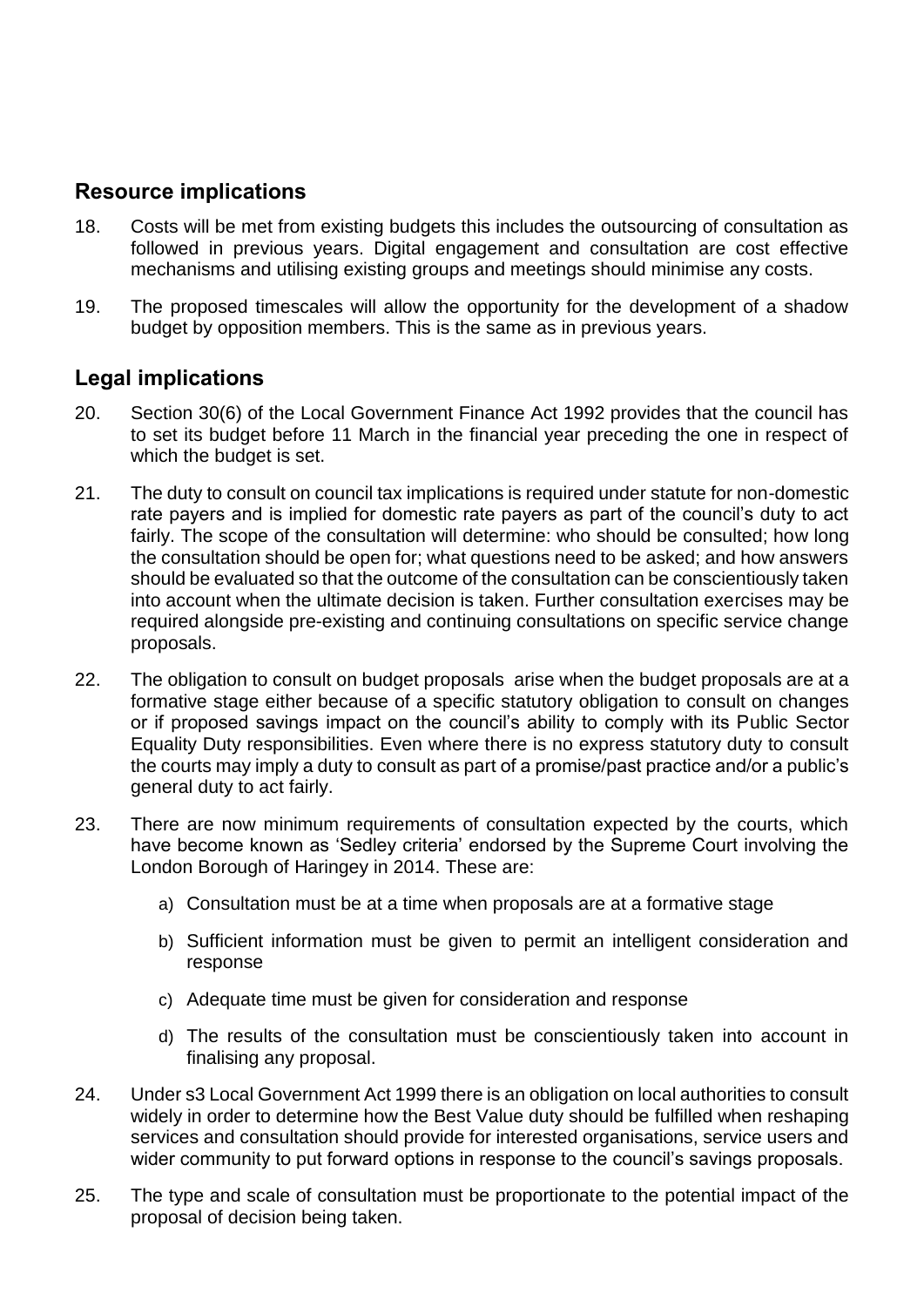## Resource implications

18. Costs will be met from existing budgets this includes the outsourcing of consultation as followed in previous years. Digital engagement and consultation are cost effective mechanisms and utilising existing groups and meetings should minimise any costs.

19. The proposed timescales will allow the opportunity for the development of a shadow budget by opposition members. This is the same as in previous years.

## Legal implications

20. Section 30(6) of the Local Government Finance Act 1992 provides that the council has to set its budget before 11 March in the financial year preceding the one in respect of which the budget is set.

21. The duty to consult on council tax implications is required under statute for non-domestic rate payers and is implied for domestic rate payers as part of the council's duty to act fairly. The scope of the consultation will determine: who should be consulted; how long the consultation should be open for; what questions need to be asked; and how answers should be evaluated so that the outcome of the consultation can be conscientiously taken into account when the ultimate decision is taken. Further consultation exercises may be required alongside pre-existing and continuing consultations on specific service change proposals.

22. The obligation to consult on budget proposals arise when the budget proposals are at a formative stage either because of a specific statutory obligation to consult on changes or if proposed savings impact on the council's ability to comply with its Public Sector Equality Duty responsibilities. Even where there is no express statutory duty to consult the courts may imply a duty to consult as part of a promise/past practice and/or a public's general duty to act fairly.

23. There are now minimum requirements of consultation expected by the courts, which have become known as 'Sedley criteria' endorsed by the Supreme Court involving the London Borough of Haringey in 2014. These are:

    a) Consultation must be at a time when proposals are at a formative stage

    b) Sufficient information must be given to permit an intelligent consideration and response

    c) Adequate time must be given for consideration and response

    d) The results of the consultation must be conscientiously taken into account in finalising any proposal.

24. Under s3 Local Government Act 1999 there is an obligation on local authorities to consult widely in order to determine how the Best Value duty should be fulfilled when reshaping services and consultation should provide for interested organisations, service users and wider community to put forward options in response to the council's savings proposals.

25. The type and scale of consultation must be proportionate to the potential impact of the proposal of decision being taken.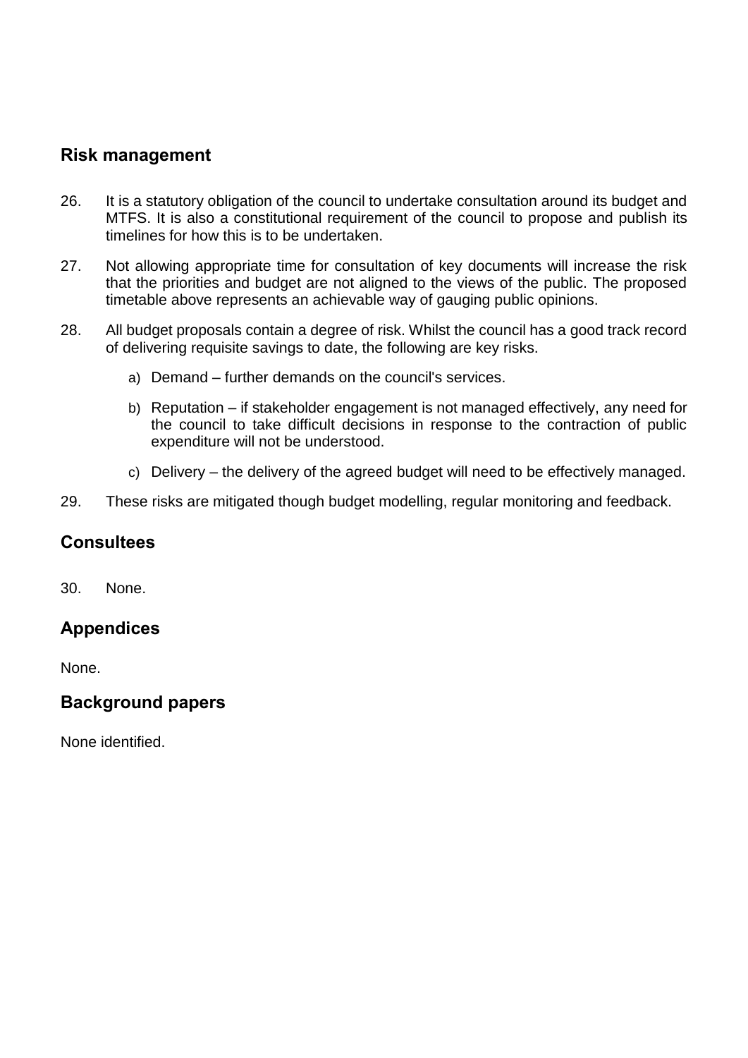## Risk management

26. It is a statutory obligation of the council to undertake consultation around its budget and MTFS. It is also a constitutional requirement of the council to propose and publish its timelines for how this is to be undertaken.

27. Not allowing appropriate time for consultation of key documents will increase the risk that the priorities and budget are not aligned to the views of the public. The proposed timetable above represents an achievable way of gauging public opinions.

28. All budget proposals contain a degree of risk. Whilst the council has a good track record of delivering requisite savings to date, the following are key risks.

    a) Demand – further demands on the council's services.

    b) Reputation – if stakeholder engagement is not managed effectively, any need for the council to take difficult decisions in response to the contraction of public expenditure will not be understood.

    c) Delivery – the delivery of the agreed budget will need to be effectively managed.

29. These risks are mitigated though budget modelling, regular monitoring and feedback.

## Consultees

30. None.

## Appendices

None.

## Background papers

None identified.